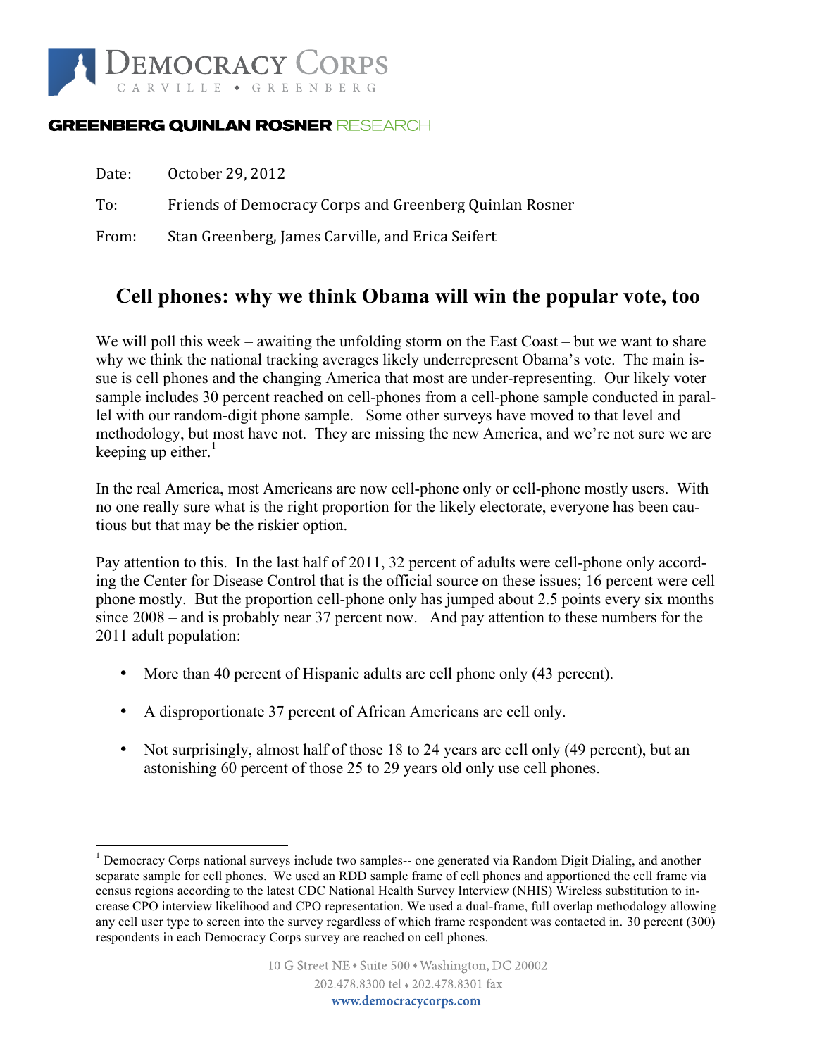DEMOCRACY CORPS

CARVILLE ◆ GREENBERG

GREENBERG QUINLAN ROSNER RESEARCH

Date: October 29, 2012

To: Friends of Democracy Corps and Greenberg Quinlan Rosner

From: Stan Greenberg, James Carville, and Erica Seifert

# Cell phones: why we think Obama will win the popular vote, too

We will poll this week – awaiting the unfolding storm on the East Coast – but we want to share why we think the national tracking averages likely underrepresent Obama's vote. The main issue is cell phones and the changing America that most are under-representing. Our likely voter sample includes 30 percent reached on cell-phones from a cell-phone sample conducted in parallel with our random-digit phone sample. Some other surveys have moved to that level and methodology, but most have not. They are missing the new America, and we're not sure we are keeping up either.[1]

In the real America, most Americans are now cell-phone only or cell-phone mostly users. With no one really sure what is the right proportion for the likely electorate, everyone has been cautious but that may be the riskier option.

Pay attention to this. In the last half of 2011, 32 percent of adults were cell-phone only according the Center for Disease Control that is the official source on these issues; 16 percent were cell phone mostly. But the proportion cell-phone only has jumped about 2.5 points every six months since 2008 – and is probably near 37 percent now. And pay attention to these numbers for the 2011 adult population:

- More than 40 percent of Hispanic adults are cell phone only (43 percent).
- A disproportionate 37 percent of African Americans are cell only.
- Not surprisingly, almost half of those 18 to 24 years are cell only (49 percent), but an astonishing 60 percent of those 25 to 29 years old only use cell phones.

---

[1] Democracy Corps national surveys include two samples-- one generated via Random Digit Dialing, and another separate sample for cell phones. We used an RDD sample frame of cell phones and apportioned the cell frame via census regions according to the latest CDC National Health Survey Interview (NHIS) Wireless substitution to increase CPO interview likelihood and CPO representation. We used a dual-frame, full overlap methodology allowing any cell user type to screen into the survey regardless of which frame respondent was contacted in. 30 percent (300) respondents in each Democracy Corps survey are reached on cell phones.

10 G Street NE ◆ Suite 500 ◆ Washington, DC 20002
202.478.8300 tel ◆ 202.478.8301 fax
www.democracycorps.com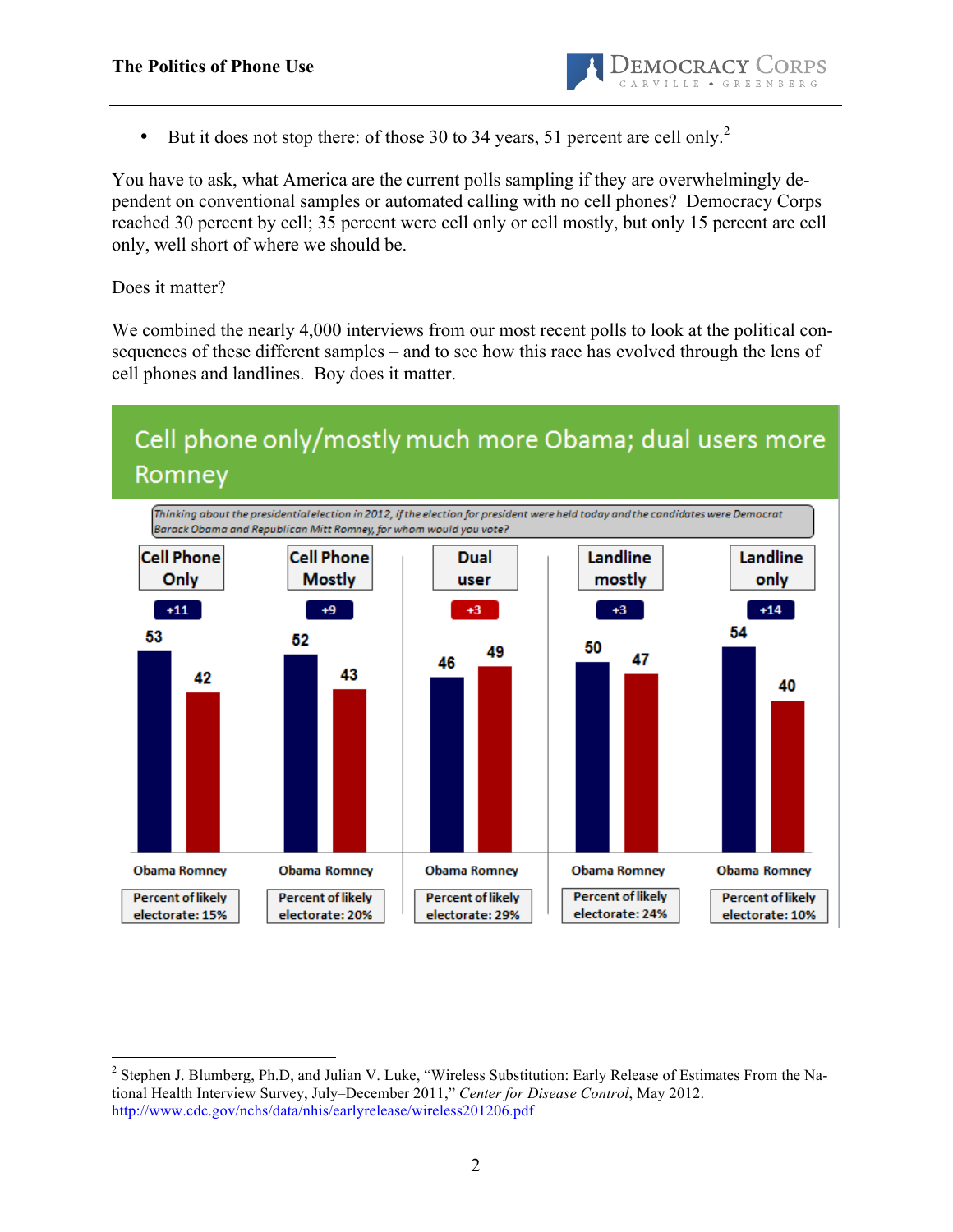- But it does not stop there: of those 30 to 34 years, 51 percent are cell only.[2]

You have to ask, what America are the current polls sampling if they are overwhelmingly dependent on conventional samples or automated calling with no cell phones? Democracy Corps reached 30 percent by cell; 35 percent were cell only or cell mostly, but only 15 percent are cell only, well short of where we should be.

Does it matter?

We combined the nearly 4,000 interviews from our most recent polls to look at the political consequences of these different samples – and to see how this race has evolved through the lens of cell phones and landlines. Boy does it matter.

## Cell phone only/mostly much more Obama; dual users more Romney

*Thinking about the presidential election in 2012, if the election for president were held today and the candidates were Democrat Barack Obama and Republican Mitt Romney, for whom would you vote?*

| | Cell Phone Only | Cell Phone Mostly | Dual user | Landline mostly | Landline only |
|---|---|---|---|---|---|
| Margin | +11 | +9 | +3 | +3 | +14 |
| Obama | 53 | 52 | 46 | 50 | 54 |
| Romney | 42 | 43 | 49 | 47 | 40 |
| Percent of likely electorate | 15% | 20% | 29% | 24% | 10% |

[2] Stephen J. Blumberg, Ph.D, and Julian V. Luke, "Wireless Substitution: Early Release of Estimates From the National Health Interview Survey, July–December 2011," *Center for Disease Control*, May 2012. http://www.cdc.gov/nchs/data/nhis/earlyrelease/wireless201206.pdf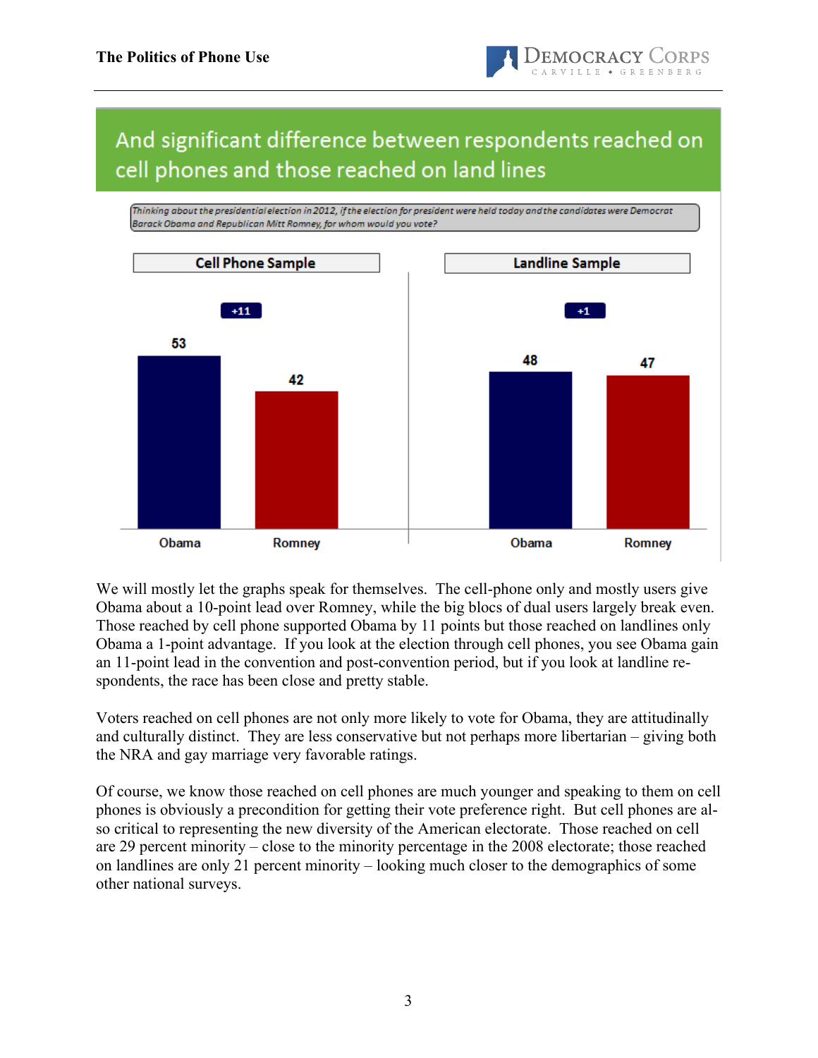## And significant difference between respondents reached on cell phones and those reached on land lines

*Thinking about the presidential election in 2012, if the election for president were held today and the candidates were Democrat Barack Obama and Republican Mitt Romney, for whom would you vote?*

| | Cell Phone Sample | Landline Sample |
|---|---|---|
| Obama | 53 | 48 |
| Romney | 42 | 47 |
| Margin | +11 | +1 |

We will mostly let the graphs speak for themselves. The cell-phone only and mostly users give Obama about a 10-point lead over Romney, while the big blocs of dual users largely break even. Those reached by cell phone supported Obama by 11 points but those reached on landlines only Obama a 1-point advantage. If you look at the election through cell phones, you see Obama gain an 11-point lead in the convention and post-convention period, but if you look at landline respondents, the race has been close and pretty stable.

Voters reached on cell phones are not only more likely to vote for Obama, they are attitudinally and culturally distinct. They are less conservative but not perhaps more libertarian – giving both the NRA and gay marriage very favorable ratings.

Of course, we know those reached on cell phones are much younger and speaking to them on cell phones is obviously a precondition for getting their vote preference right. But cell phones are also critical to representing the new diversity of the American electorate. Those reached on cell are 29 percent minority – close to the minority percentage in the 2008 electorate; those reached on landlines are only 21 percent minority – looking much closer to the demographics of some other national surveys.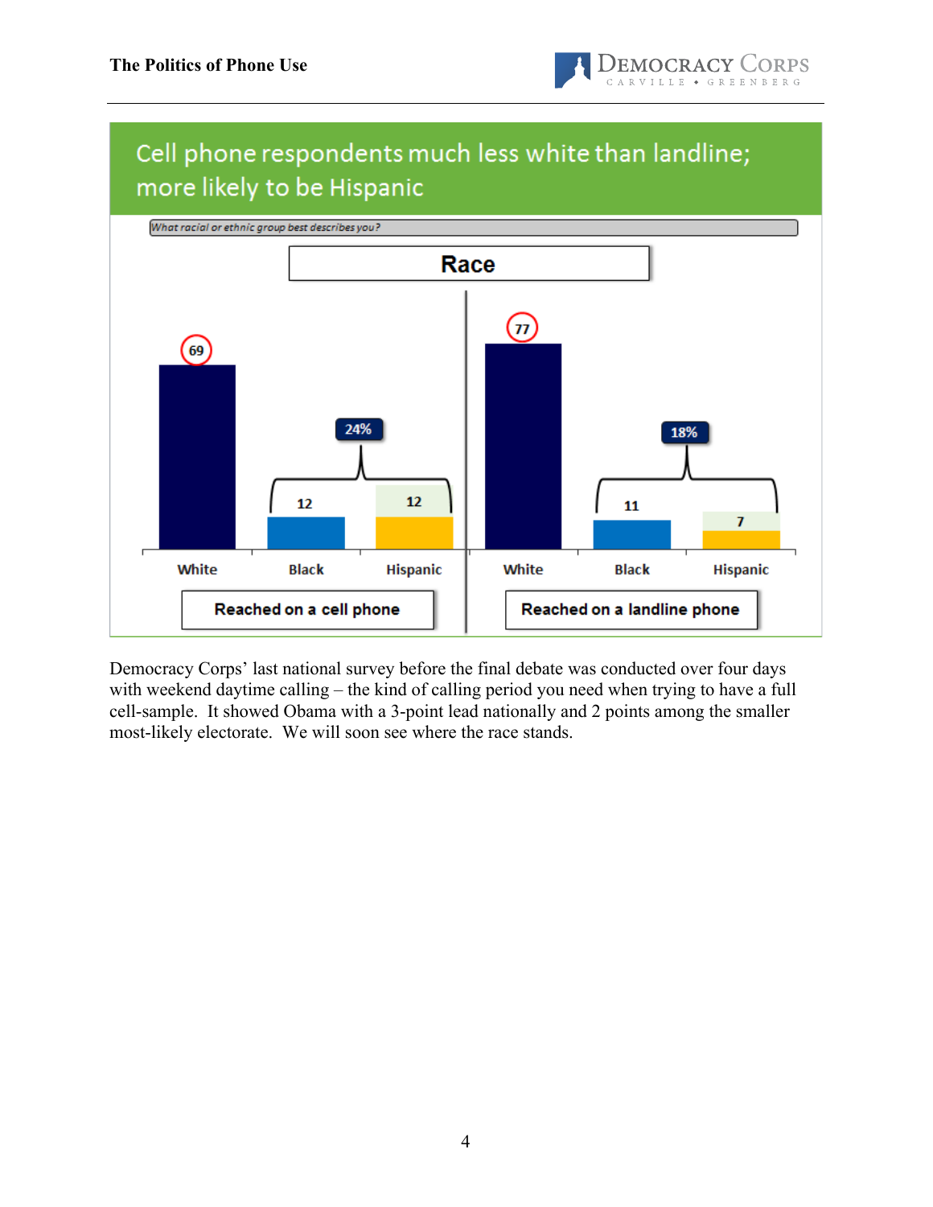## Cell phone respondents much less white than landline; more likely to be Hispanic

*What racial or ethnic group best describes you?*

**Race**

69

24%

12

12

White

Black

Hispanic

**Reached on a cell phone**

77

18%

11

7

White

Black

Hispanic

**Reached on a landline phone**

Democracy Corps' last national survey before the final debate was conducted over four days with weekend daytime calling – the kind of calling period you need when trying to have a full cell-sample. It showed Obama with a 3-point lead nationally and 2 points among the smaller most-likely electorate. We will soon see where the race stands.